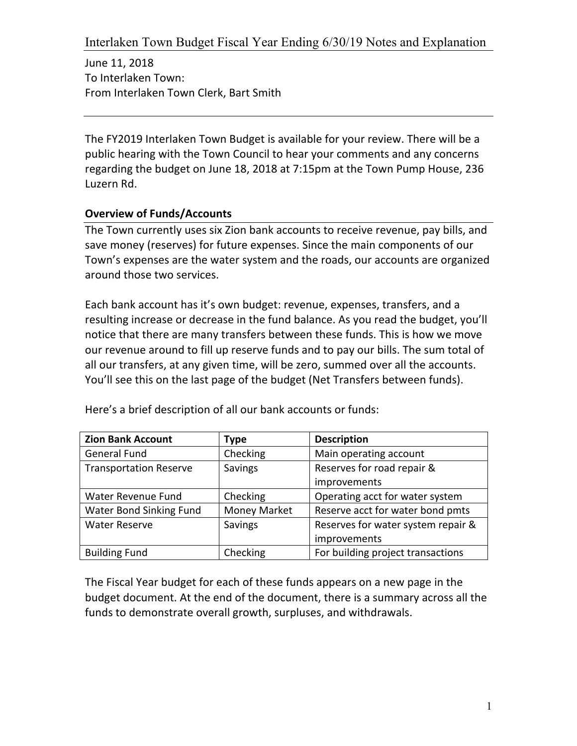# Interlaken Town Budget Fiscal Year Ending 6/30/19 Notes and Explanation

June 11, 2018
To Interlaken Town:
From Interlaken Town Clerk, Bart Smith

---

The FY2019 Interlaken Town Budget is available for your review. There will be a public hearing with the Town Council to hear your comments and any concerns regarding the budget on June 18, 2018 at 7:15pm at the Town Pump House, 236 Luzern Rd.

## Overview of Funds/Accounts

The Town currently uses six Zion bank accounts to receive revenue, pay bills, and save money (reserves) for future expenses. Since the main components of our Town's expenses are the water system and the roads, our accounts are organized around those two services.

Each bank account has it's own budget: revenue, expenses, transfers, and a resulting increase or decrease in the fund balance. As you read the budget, you'll notice that there are many transfers between these funds. This is how we move our revenue around to fill up reserve funds and to pay our bills. The sum total of all our transfers, at any given time, will be zero, summed over all the accounts. You'll see this on the last page of the budget (Net Transfers between funds).

Here's a brief description of all our bank accounts or funds:

| Zion Bank Account | Type | Description |
|---|---|---|
| General Fund | Checking | Main operating account |
| Transportation Reserve | Savings | Reserves for road repair & improvements |
| Water Revenue Fund | Checking | Operating acct for water system |
| Water Bond Sinking Fund | Money Market | Reserve acct for water bond pmts |
| Water Reserve | Savings | Reserves for water system repair & improvements |
| Building Fund | Checking | For building project transactions |

The Fiscal Year budget for each of these funds appears on a new page in the budget document. At the end of the document, there is a summary across all the funds to demonstrate overall growth, surpluses, and withdrawals.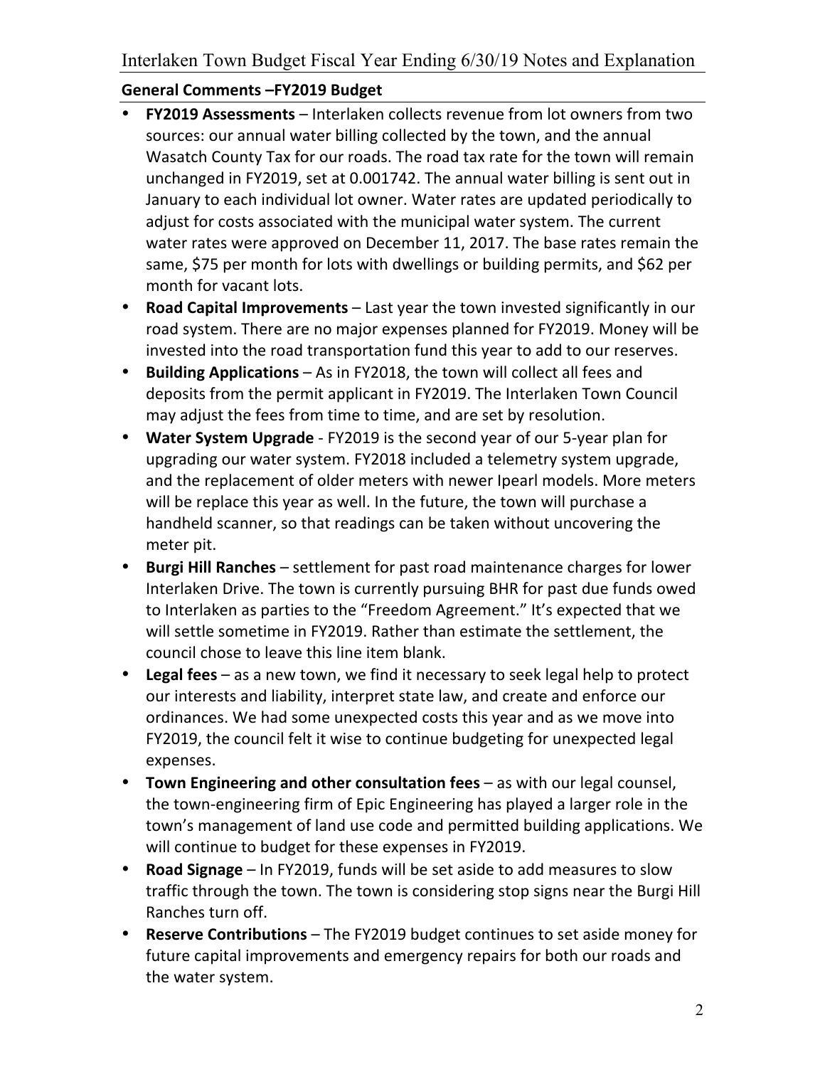# Interlaken Town Budget Fiscal Year Ending 6/30/19 Notes and Explanation

## General Comments –FY2019 Budget

- **FY2019 Assessments** – Interlaken collects revenue from lot owners from two sources: our annual water billing collected by the town, and the annual Wasatch County Tax for our roads. The road tax rate for the town will remain unchanged in FY2019, set at 0.001742. The annual water billing is sent out in January to each individual lot owner. Water rates are updated periodically to adjust for costs associated with the municipal water system. The current water rates were approved on December 11, 2017. The base rates remain the same, $75 per month for lots with dwellings or building permits, and $62 per month for vacant lots.
- **Road Capital Improvements** – Last year the town invested significantly in our road system. There are no major expenses planned for FY2019. Money will be invested into the road transportation fund this year to add to our reserves.
- **Building Applications** – As in FY2018, the town will collect all fees and deposits from the permit applicant in FY2019. The Interlaken Town Council may adjust the fees from time to time, and are set by resolution.
- **Water System Upgrade** - FY2019 is the second year of our 5-year plan for upgrading our water system. FY2018 included a telemetry system upgrade, and the replacement of older meters with newer Ipearl models. More meters will be replace this year as well. In the future, the town will purchase a handheld scanner, so that readings can be taken without uncovering the meter pit.
- **Burgi Hill Ranches** – settlement for past road maintenance charges for lower Interlaken Drive. The town is currently pursuing BHR for past due funds owed to Interlaken as parties to the "Freedom Agreement." It's expected that we will settle sometime in FY2019. Rather than estimate the settlement, the council chose to leave this line item blank.
- **Legal fees** – as a new town, we find it necessary to seek legal help to protect our interests and liability, interpret state law, and create and enforce our ordinances. We had some unexpected costs this year and as we move into FY2019, the council felt it wise to continue budgeting for unexpected legal expenses.
- **Town Engineering and other consultation fees** – as with our legal counsel, the town-engineering firm of Epic Engineering has played a larger role in the town's management of land use code and permitted building applications. We will continue to budget for these expenses in FY2019.
- **Road Signage** – In FY2019, funds will be set aside to add measures to slow traffic through the town. The town is considering stop signs near the Burgi Hill Ranches turn off.
- **Reserve Contributions** – The FY2019 budget continues to set aside money for future capital improvements and emergency repairs for both our roads and the water system.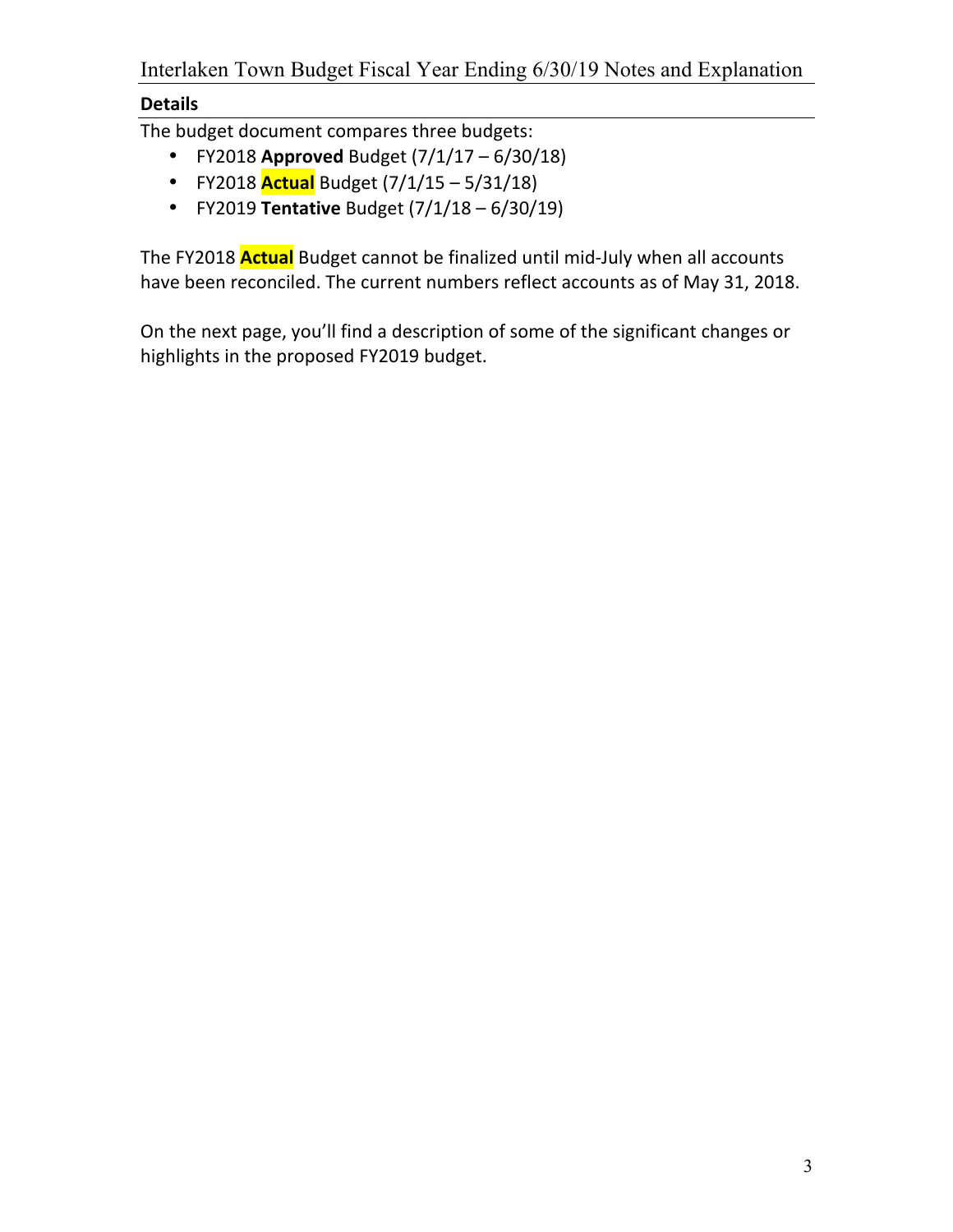## Details

The budget document compares three budgets:

- FY2018 **Approved** Budget (7/1/17 – 6/30/18)
- FY2018 **Actual** Budget (7/1/15 – 5/31/18)
- FY2019 **Tentative** Budget (7/1/18 – 6/30/19)

The FY2018 **Actual** Budget cannot be finalized until mid-July when all accounts have been reconciled. The current numbers reflect accounts as of May 31, 2018.

On the next page, you'll find a description of some of the significant changes or highlights in the proposed FY2019 budget.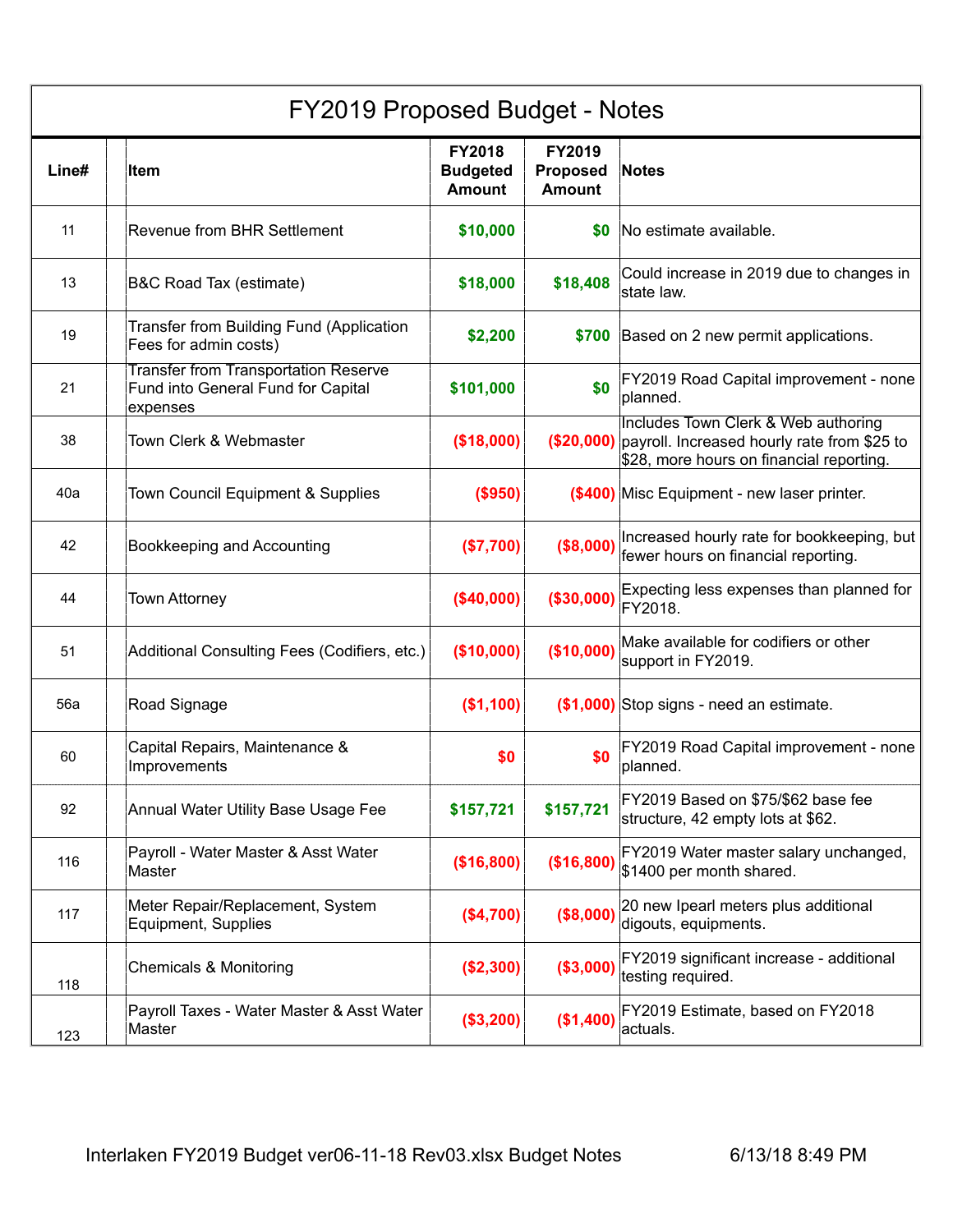# FY2019 Proposed Budget - Notes

| Line# | | Item | FY2018 Budgeted Amount | FY2019 Proposed Amount | Notes |
|---|---|---|---|---|---|
| 11 | | Revenue from BHR Settlement | $10,000 | $0 | No estimate available. |
| 13 | | B&C Road Tax (estimate) | $18,000 | $18,408 | Could increase in 2019 due to changes in state law. |
| 19 | | Transfer from Building Fund (Application Fees for admin costs) | $2,200 | $700 | Based on 2 new permit applications. |
| 21 | | Transfer from Transportation Reserve Fund into General Fund for Capital expenses | $101,000 | $0 | FY2019 Road Capital improvement - none planned. |
| 38 | | Town Clerk & Webmaster | ($18,000) | ($20,000) | Includes Town Clerk & Web authoring payroll. Increased hourly rate from $25 to $28, more hours on financial reporting. |
| 40a | | Town Council Equipment & Supplies | ($950) | ($400) | Misc Equipment - new laser printer. |
| 42 | | Bookkeeping and Accounting | ($7,700) | ($8,000) | Increased hourly rate for bookkeeping, but fewer hours on financial reporting. |
| 44 | | Town Attorney | ($40,000) | ($30,000) | Expecting less expenses than planned for FY2018. |
| 51 | | Additional Consulting Fees (Codifiers, etc.) | ($10,000) | ($10,000) | Make available for codifiers or other support in FY2019. |
| 56a | | Road Signage | ($1,100) | ($1,000) | Stop signs - need an estimate. |
| 60 | | Capital Repairs, Maintenance & Improvements | $0 | $0 | FY2019 Road Capital improvement - none planned. |
| 92 | | Annual Water Utility Base Usage Fee | $157,721 | $157,721 | FY2019 Based on $75/$62 base fee structure, 42 empty lots at $62. |
| 116 | | Payroll - Water Master & Asst Water Master | ($16,800) | ($16,800) | FY2019 Water master salary unchanged, $1400 per month shared. |
| 117 | | Meter Repair/Replacement, System Equipment, Supplies | ($4,700) | ($8,000) | 20 new Ipearl meters plus additional digouts, equipments. |
| 118 | | Chemicals & Monitoring | ($2,300) | ($3,000) | FY2019 significant increase - additional testing required. |
| 123 | | Payroll Taxes - Water Master & Asst Water Master | ($3,200) | ($1,400) | FY2019 Estimate, based on FY2018 actuals. |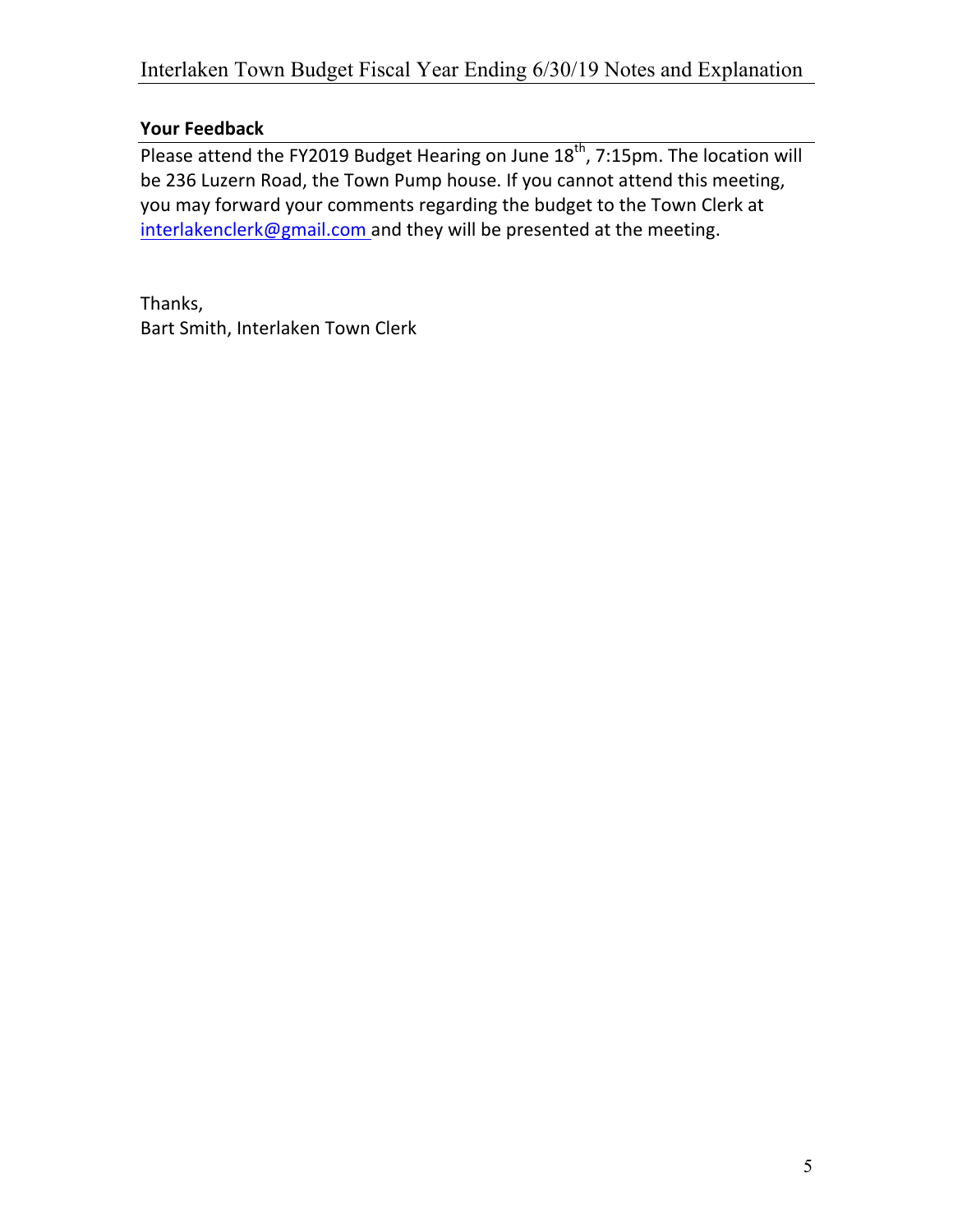## Your Feedback

Please attend the FY2019 Budget Hearing on June 18th, 7:15pm. The location will be 236 Luzern Road, the Town Pump house. If you cannot attend this meeting, you may forward your comments regarding the budget to the Town Clerk at interlakenclerk@gmail.com and they will be presented at the meeting.

Thanks,
Bart Smith, Interlaken Town Clerk